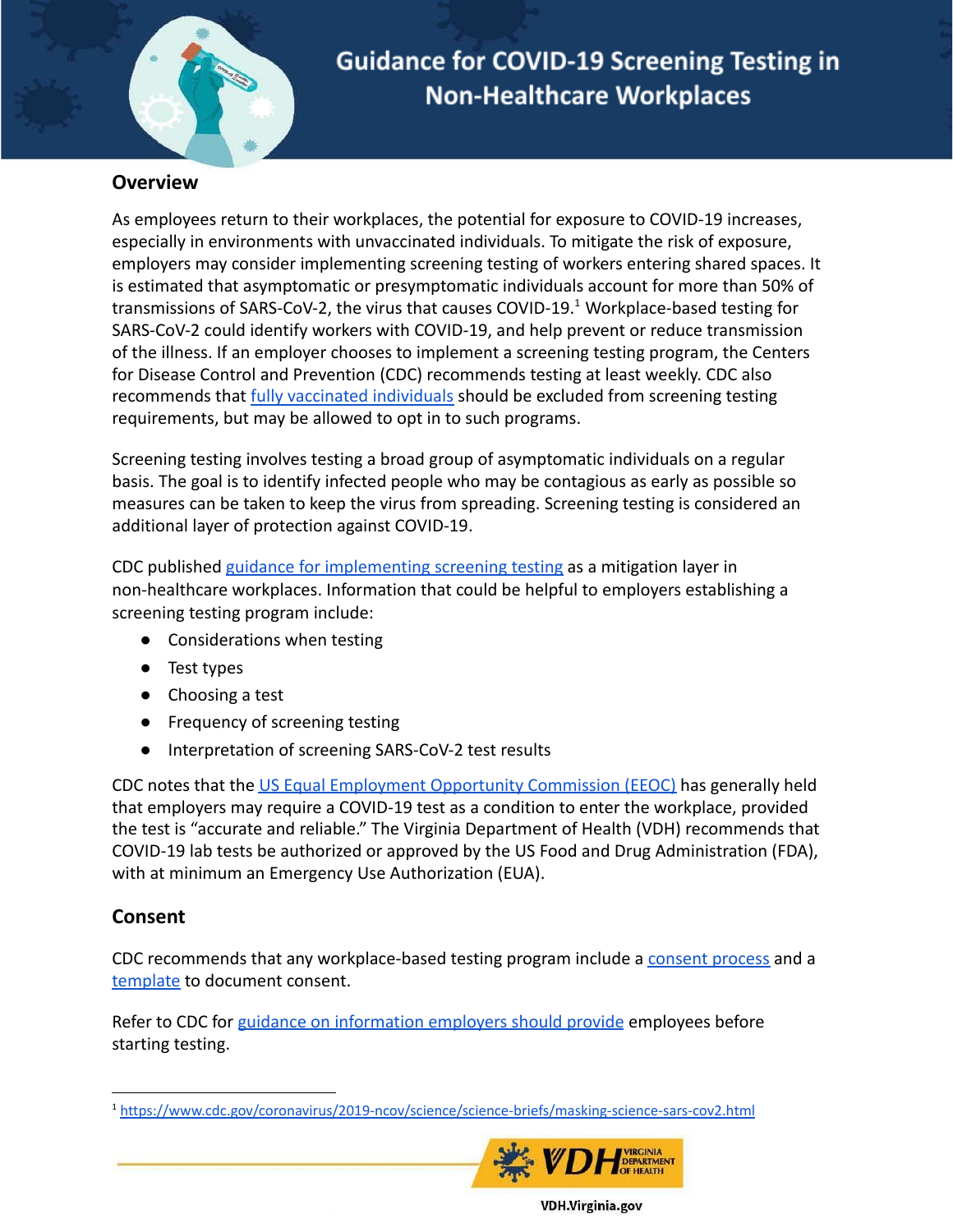# Guidance for COVID-19 Screening Testing in Non-Healthcare Workplaces

## Overview

As employees return to their workplaces, the potential for exposure to COVID-19 increases, especially in environments with unvaccinated individuals. To mitigate the risk of exposure, employers may consider implementing screening testing of workers entering shared spaces. It is estimated that asymptomatic or presymptomatic individuals account for more than 50% of transmissions of SARS-CoV-2, the virus that causes COVID-19.[1] Workplace-based testing for SARS-CoV-2 could identify workers with COVID-19, and help prevent or reduce transmission of the illness. If an employer chooses to implement a screening testing program, the Centers for Disease Control and Prevention (CDC) recommends testing at least weekly. CDC also recommends that fully vaccinated individuals should be excluded from screening testing requirements, but may be allowed to opt in to such programs.

Screening testing involves testing a broad group of asymptomatic individuals on a regular basis. The goal is to identify infected people who may be contagious as early as possible so measures can be taken to keep the virus from spreading. Screening testing is considered an additional layer of protection against COVID-19.

CDC published guidance for implementing screening testing as a mitigation layer in non-healthcare workplaces. Information that could be helpful to employers establishing a screening testing program include:

- Considerations when testing
- Test types
- Choosing a test
- Frequency of screening testing
- Interpretation of screening SARS-CoV-2 test results

CDC notes that the US Equal Employment Opportunity Commission (EEOC) has generally held that employers may require a COVID-19 test as a condition to enter the workplace, provided the test is "accurate and reliable." The Virginia Department of Health (VDH) recommends that COVID-19 lab tests be authorized or approved by the US Food and Drug Administration (FDA), with at minimum an Emergency Use Authorization (EUA).

## Consent

CDC recommends that any workplace-based testing program include a consent process and a template to document consent.

Refer to CDC for guidance on information employers should provide employees before starting testing.

---

[1] https://www.cdc.gov/coronavirus/2019-ncov/science/science-briefs/masking-science-sars-cov2.html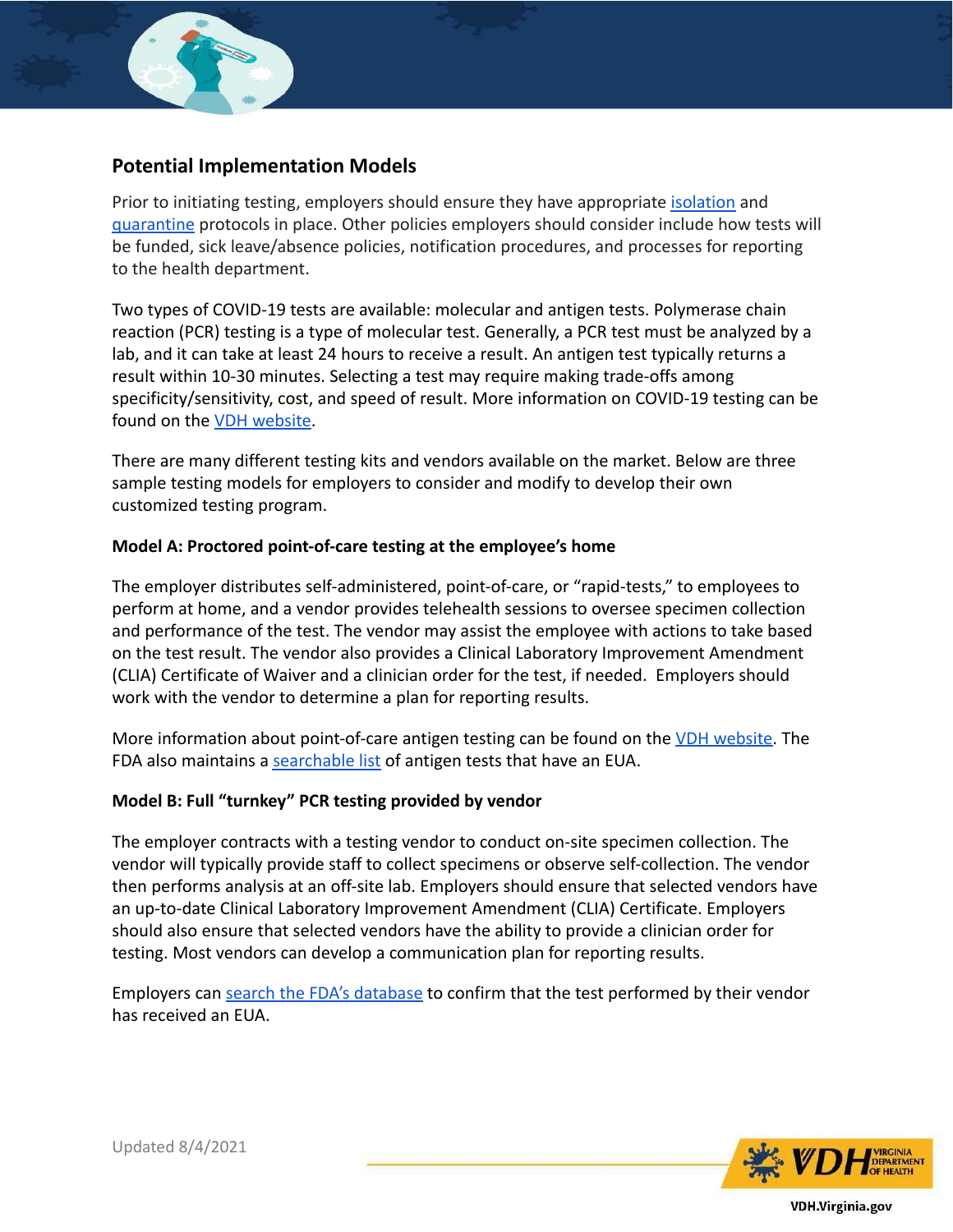## Potential Implementation Models

Prior to initiating testing, employers should ensure they have appropriate isolation and quarantine protocols in place. Other policies employers should consider include how tests will be funded, sick leave/absence policies, notification procedures, and processes for reporting to the health department.

Two types of COVID-19 tests are available: molecular and antigen tests. Polymerase chain reaction (PCR) testing is a type of molecular test. Generally, a PCR test must be analyzed by a lab, and it can take at least 24 hours to receive a result. An antigen test typically returns a result within 10-30 minutes. Selecting a test may require making trade-offs among specificity/sensitivity, cost, and speed of result. More information on COVID-19 testing can be found on the VDH website.

There are many different testing kits and vendors available on the market. Below are three sample testing models for employers to consider and modify to develop their own customized testing program.

**Model A: Proctored point-of-care testing at the employee's home**

The employer distributes self-administered, point-of-care, or "rapid-tests," to employees to perform at home, and a vendor provides telehealth sessions to oversee specimen collection and performance of the test. The vendor may assist the employee with actions to take based on the test result. The vendor also provides a Clinical Laboratory Improvement Amendment (CLIA) Certificate of Waiver and a clinician order for the test, if needed. Employers should work with the vendor to determine a plan for reporting results.

More information about point-of-care antigen testing can be found on the VDH website. The FDA also maintains a searchable list of antigen tests that have an EUA.

**Model B: Full "turnkey" PCR testing provided by vendor**

The employer contracts with a testing vendor to conduct on-site specimen collection. The vendor will typically provide staff to collect specimens or observe self-collection. The vendor then performs analysis at an off-site lab. Employers should ensure that selected vendors have an up-to-date Clinical Laboratory Improvement Amendment (CLIA) Certificate. Employers should also ensure that selected vendors have the ability to provide a clinician order for testing. Most vendors can develop a communication plan for reporting results.

Employers can search the FDA's database to confirm that the test performed by their vendor has received an EUA.

Updated 8/4/2021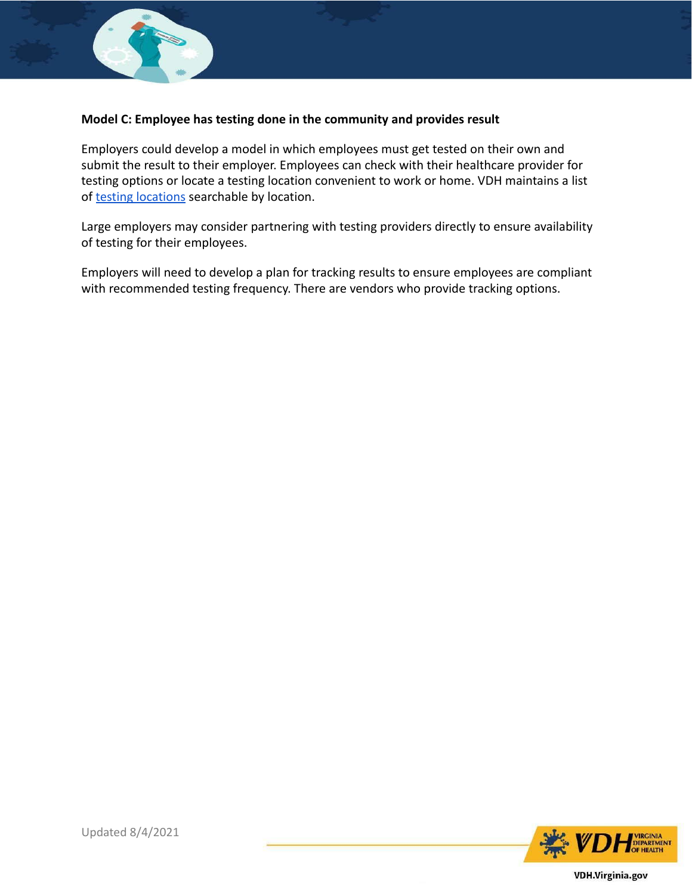**Model C: Employee has testing done in the community and provides result**

Employers could develop a model in which employees must get tested on their own and submit the result to their employer. Employees can check with their healthcare provider for testing options or locate a testing location convenient to work or home. VDH maintains a list of testing locations searchable by location.

Large employers may consider partnering with testing providers directly to ensure availability of testing for their employees.

Employers will need to develop a plan for tracking results to ensure employees are compliant with recommended testing frequency. There are vendors who provide tracking options.

Updated 8/4/2021